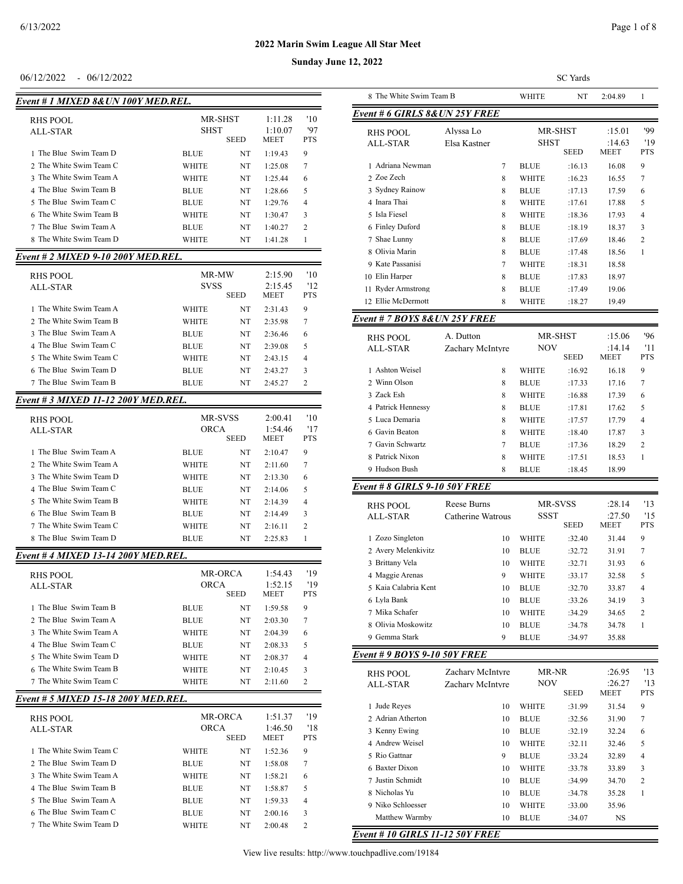# 2022 Marin Swim League All Star Meet

**Sunday June 12, 2022**

06/12/2022 - 06/12/2022 SC Yards

### Event # 1 MIXED 8&UN 100Y MED.REL.

| | | | | |
|---|---|---|---|---|
| RHS POOL | MR-SHST | | 1:11.28 | '10 |
| ALL-STAR | SHST | | 1:10.07 | '97 |
| | | SEED | MEET | PTS |
| 1 The Blue Swim Team D | BLUE | NT | 1:19.43 | 9 |
| 2 The White Swim Team C | WHITE | NT | 1:25.08 | 7 |
| 3 The White Swim Team A | WHITE | NT | 1:25.44 | 6 |
| 4 The Blue Swim Team B | BLUE | NT | 1:28.66 | 5 |
| 5 The Blue Swim Team C | BLUE | NT | 1:29.76 | 4 |
| 6 The White Swim Team B | WHITE | NT | 1:30.47 | 3 |
| 7 The Blue Swim Team A | BLUE | NT | 1:40.27 | 2 |
| 8 The White Swim Team D | WHITE | NT | 1:41.28 | 1 |

### Event # 2 MIXED 9-10 200Y MED.REL.

| | | | | |
|---|---|---|---|---|
| RHS POOL | MR-MW | | 2:15.90 | '10 |
| ALL-STAR | SVSS | | 2:15.45 | '12 |
| | | SEED | MEET | PTS |
| 1 The White Swim Team A | WHITE | NT | 2:31.43 | 9 |
| 2 The White Swim Team B | WHITE | NT | 2:35.98 | 7 |
| 3 The Blue Swim Team A | BLUE | NT | 2:36.46 | 6 |
| 4 The Blue Swim Team C | BLUE | NT | 2:39.08 | 5 |
| 5 The White Swim Team C | WHITE | NT | 2:43.15 | 4 |
| 6 The Blue Swim Team D | BLUE | NT | 2:43.27 | 3 |
| 7 The Blue Swim Team B | BLUE | NT | 2:45.27 | 2 |

### Event # 3 MIXED 11-12 200Y MED.REL.

| | | | | |
|---|---|---|---|---|
| RHS POOL | MR-SVSS | | 2:00.41 | '10 |
| ALL-STAR | ORCA | | 1:54.46 | '17 |
| | | SEED | MEET | PTS |
| 1 The Blue Swim Team A | BLUE | NT | 2:10.47 | 9 |
| 2 The White Swim Team A | WHITE | NT | 2:11.60 | 7 |
| 3 The White Swim Team D | WHITE | NT | 2:13.30 | 6 |
| 4 The Blue Swim Team C | BLUE | NT | 2:14.06 | 5 |
| 5 The White Swim Team B | WHITE | NT | 2:14.39 | 4 |
| 6 The Blue Swim Team B | BLUE | NT | 2:14.49 | 3 |
| 7 The White Swim Team C | WHITE | NT | 2:16.11 | 2 |
| 8 The Blue Swim Team D | BLUE | NT | 2:25.83 | 1 |

### Event # 4 MIXED 13-14 200Y MED.REL.

| | | | | |
|---|---|---|---|---|
| RHS POOL | MR-ORCA | | 1:54.43 | '19 |
| ALL-STAR | ORCA | | 1:52.15 | '19 |
| | | SEED | MEET | PTS |
| 1 The Blue Swim Team B | BLUE | NT | 1:59.58 | 9 |
| 2 The Blue Swim Team A | BLUE | NT | 2:03.30 | 7 |
| 3 The White Swim Team A | WHITE | NT | 2:04.39 | 6 |
| 4 The Blue Swim Team C | BLUE | NT | 2:08.33 | 5 |
| 5 The White Swim Team D | WHITE | NT | 2:08.37 | 4 |
| 6 The White Swim Team B | WHITE | NT | 2:10.45 | 3 |
| 7 The White Swim Team C | WHITE | NT | 2:11.60 | 2 |

### Event # 5 MIXED 15-18 200Y MED.REL.

| | | | | |
|---|---|---|---|---|
| RHS POOL | MR-ORCA | | 1:51.37 | '19 |
| ALL-STAR | ORCA | | 1:46.50 | '18 |
| | | SEED | MEET | PTS |
| 1 The White Swim Team C | WHITE | NT | 1:52.36 | 9 |
| 2 The Blue Swim Team D | BLUE | NT | 1:58.08 | 7 |
| 3 The White Swim Team A | WHITE | NT | 1:58.21 | 6 |
| 4 The Blue Swim Team B | BLUE | NT | 1:58.87 | 5 |
| 5 The Blue Swim Team A | BLUE | NT | 1:59.33 | 4 |
| 6 The Blue Swim Team C | BLUE | NT | 2:00.16 | 3 |
| 7 The White Swim Team D | WHITE | NT | 2:00.48 | 2 |
| 8 The White Swim Team B | WHITE | NT | 2:04.89 | 1 |

### Event # 6 GIRLS 8&UN 25Y FREE

| | | | | | | |
|---|---|---|---|---|---|---|
| RHS POOL | Alyssa Lo | | MR-SHST | | :15.01 | '99 |
| ALL-STAR | Elsa Kastner | | SHST | | :14.63 | '19 |
| | | | | SEED | MEET | PTS |
| 1 Adriana Newman | | 7 | BLUE | :16.13 | 16.08 | 9 |
| 2 Zoe Zech | | 8 | WHITE | :16.23 | 16.55 | 7 |
| 3 Sydney Rainow | | 8 | BLUE | :17.13 | 17.59 | 6 |
| 4 Inara Thai | | 8 | WHITE | :17.61 | 17.88 | 5 |
| 5 Isla Fiesel | | 8 | WHITE | :18.36 | 17.93 | 4 |
| 6 Finley Duford | | 8 | BLUE | :18.19 | 18.37 | 3 |
| 7 Shae Lunny | | 8 | BLUE | :17.69 | 18.46 | 2 |
| 8 Olivia Marin | | 8 | BLUE | :17.48 | 18.56 | 1 |
| 9 Kate Passanisi | | 7 | WHITE | :18.31 | 18.58 | |
| 10 Elin Harper | | 8 | BLUE | :17.83 | 18.97 | |
| 11 Ryder Armstrong | | 8 | BLUE | :17.49 | 19.06 | |
| 12 Ellie McDermott | | 8 | WHITE | :18.27 | 19.49 | |

### Event # 7 BOYS 8&UN 25Y FREE

| | | | | | | |
|---|---|---|---|---|---|---|
| RHS POOL | A. Dutton | | MR-SHST | | :15.06 | '96 |
| ALL-STAR | Zachary McIntyre | | NOV | | :14.14 | '11 |
| | | | | SEED | MEET | PTS |
| 1 Ashton Weisel | | 8 | WHITE | :16.92 | 16.18 | 9 |
| 2 Winn Olson | | 8 | BLUE | :17.33 | 17.16 | 7 |
| 3 Zack Esh | | 8 | WHITE | :16.88 | 17.39 | 6 |
| 4 Patrick Hennessy | | 8 | BLUE | :17.81 | 17.62 | 5 |
| 5 Luca Demaria | | 8 | WHITE | :17.57 | 17.79 | 4 |
| 6 Gavin Beaton | | 8 | WHITE | :18.40 | 17.87 | 3 |
| 7 Gavin Schwartz | | 7 | BLUE | :17.36 | 18.29 | 2 |
| 8 Patrick Nixon | | 8 | WHITE | :17.51 | 18.53 | 1 |
| 9 Hudson Bush | | 8 | BLUE | :18.45 | 18.99 | |

### Event # 8 GIRLS 9-10 50Y FREE

| | | | | | | |
|---|---|---|---|---|---|---|
| RHS POOL | Reese Burns | | MR-SVSS | | :28.14 | '13 |
| ALL-STAR | Catherine Watrous | | SSST | | :27.50 | '15 |
| | | | | SEED | MEET | PTS |
| 1 Zozo Singleton | | 10 | WHITE | :32.40 | 31.44 | 9 |
| 2 Avery Melenkivitz | | 10 | BLUE | :32.72 | 31.91 | 7 |
| 3 Brittany Vela | | 10 | WHITE | :32.71 | 31.93 | 6 |
| 4 Maggie Arenas | | 9 | WHITE | :33.17 | 32.58 | 5 |
| 5 Kaia Calabria Kent | | 10 | BLUE | :32.70 | 33.87 | 4 |
| 6 Lyla Bank | | 10 | BLUE | :33.26 | 34.19 | 3 |
| 7 Mika Schafer | | 10 | WHITE | :34.29 | 34.65 | 2 |
| 8 Olivia Moskowitz | | 10 | BLUE | :34.78 | 34.78 | 1 |
| 9 Gemma Stark | | 9 | BLUE | :34.97 | 35.88 | |

### Event # 9 BOYS 9-10 50Y FREE

| | | | | | | |
|---|---|---|---|---|---|---|
| RHS POOL | Zachary McIntyre | | MR-NR | | :26.95 | '13 |
| ALL-STAR | Zachary McIntyre | | NOV | | :26.27 | '13 |
| | | | | SEED | MEET | PTS |
| 1 Jude Reyes | | 10 | WHITE | :31.99 | 31.54 | 9 |
| 2 Adrian Atherton | | 10 | BLUE | :32.56 | 31.90 | 7 |
| 3 Kenny Ewing | | 10 | BLUE | :32.19 | 32.24 | 6 |
| 4 Andrew Weisel | | 10 | WHITE | :32.11 | 32.46 | 5 |
| 5 Rio Gattnar | | 9 | BLUE | :33.24 | 32.89 | 4 |
| 6 Baxter Dixon | | 10 | WHITE | :33.78 | 33.89 | 3 |
| 7 Justin Schmidt | | 10 | BLUE | :34.99 | 34.70 | 2 |
| 8 Nicholas Yu | | 10 | BLUE | :34.78 | 35.28 | 1 |
| 9 Niko Schloesser | | 10 | WHITE | :33.00 | 35.96 | |
| Matthew Warmby | | 10 | BLUE | :34.07 | NS | |

### Event # 10 GIRLS 11-12 50Y FREE

View live results: http://www.touchpadlive.com/19184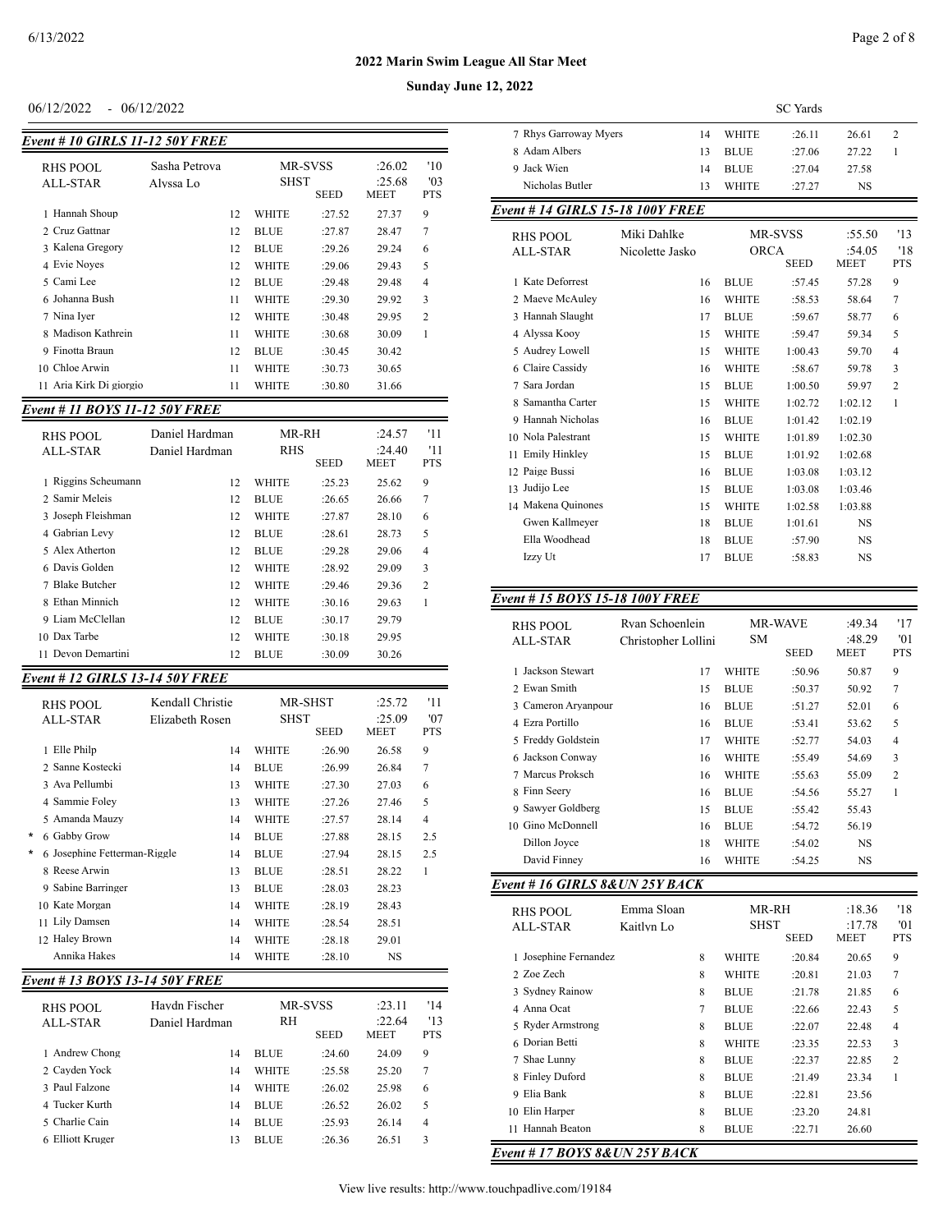## 2022 Marin Swim League All Star Meet

**Sunday June 12, 2022**

06/12/2022 - 06/12/2022 SC Yards

### Event # 10 GIRLS 11-12 50Y FREE

| | | | | | | |
|---|---|---|---|---|---|---|
| RHS POOL | Sasha Petrova | | MR-SVSS | | :26.02 | '10 |
| ALL-STAR | Alyssa Lo | | SHST | | :25.68 | '03 |
| | | | | SEED | MEET | PTS |
| 1 Hannah Shoup | | 12 | WHITE | :27.52 | 27.37 | 9 |
| 2 Cruz Gattnar | | 12 | BLUE | :27.87 | 28.47 | 7 |
| 3 Kalena Gregory | | 12 | BLUE | :29.26 | 29.24 | 6 |
| 4 Evie Noyes | | 12 | WHITE | :29.06 | 29.43 | 5 |
| 5 Cami Lee | | 12 | BLUE | :29.48 | 29.48 | 4 |
| 6 Johanna Bush | | 11 | WHITE | :29.30 | 29.92 | 3 |
| 7 Nina Iyer | | 12 | WHITE | :30.48 | 29.95 | 2 |
| 8 Madison Kathrein | | 11 | WHITE | :30.68 | 30.09 | 1 |
| 9 Finotta Braun | | 12 | BLUE | :30.45 | 30.42 | |
| 10 Chloe Arwin | | 11 | WHITE | :30.73 | 30.65 | |
| 11 Aria Kirk Di giorgio | | 11 | WHITE | :30.80 | 31.66 | |

### Event # 11 BOYS 11-12 50Y FREE

| | | | | | | |
|---|---|---|---|---|---|---|
| RHS POOL | Daniel Hardman | | MR-RH | | :24.57 | '11 |
| ALL-STAR | Daniel Hardman | | RHS | | :24.40 | '11 |
| | | | | SEED | MEET | PTS |
| 1 Riggins Scheumann | | 12 | WHITE | :25.23 | 25.62 | 9 |
| 2 Samir Meleis | | 12 | BLUE | :26.65 | 26.66 | 7 |
| 3 Joseph Fleishman | | 12 | WHITE | :27.87 | 28.10 | 6 |
| 4 Gabrian Levy | | 12 | BLUE | :28.61 | 28.73 | 5 |
| 5 Alex Atherton | | 12 | BLUE | :29.28 | 29.06 | 4 |
| 6 Davis Golden | | 12 | WHITE | :28.92 | 29.09 | 3 |
| 7 Blake Butcher | | 12 | WHITE | :29.46 | 29.36 | 2 |
| 8 Ethan Minnich | | 12 | WHITE | :30.16 | 29.63 | 1 |
| 9 Liam McClellan | | 12 | BLUE | :30.17 | 29.79 | |
| 10 Dax Tarbe | | 12 | WHITE | :30.18 | 29.95 | |
| 11 Devon Demartini | | 12 | BLUE | :30.09 | 30.26 | |

### Event # 12 GIRLS 13-14 50Y FREE

| | | | | | | |
|---|---|---|---|---|---|---|
| RHS POOL | Kendall Christie | | MR-SHST | | :25.72 | '11 |
| ALL-STAR | Elizabeth Rosen | | SHST | | :25.09 | '07 |
| | | | | SEED | MEET | PTS |
| 1 Elle Philp | | 14 | WHITE | :26.90 | 26.58 | 9 |
| 2 Sanne Kostecki | | 14 | BLUE | :26.99 | 26.84 | 7 |
| 3 Ava Pellumbi | | 13 | WHITE | :27.30 | 27.03 | 6 |
| 4 Sammie Foley | | 13 | WHITE | :27.26 | 27.46 | 5 |
| 5 Amanda Mauzy | | 14 | WHITE | :27.57 | 28.14 | 4 |
| * 6 Gabby Grow | | 14 | BLUE | :27.88 | 28.15 | 2.5 |
| * 6 Josephine Fetterman-Riggle | | 14 | BLUE | :27.94 | 28.15 | 2.5 |
| 8 Reese Arwin | | 13 | BLUE | :28.51 | 28.22 | 1 |
| 9 Sabine Barringer | | 13 | BLUE | :28.03 | 28.23 | |
| 10 Kate Morgan | | 14 | WHITE | :28.19 | 28.43 | |
| 11 Lily Damsen | | 14 | WHITE | :28.54 | 28.51 | |
| 12 Haley Brown | | 14 | WHITE | :28.18 | 29.01 | |
| Annika Hakes | | 14 | WHITE | :28.10 | NS | |

### Event # 13 BOYS 13-14 50Y FREE

| | | | | | | |
|---|---|---|---|---|---|---|
| RHS POOL | Haydn Fischer | | MR-SVSS | | :23.11 | '14 |
| ALL-STAR | Daniel Hardman | | RH | | :22.64 | '13 |
| | | | | SEED | MEET | PTS |
| 1 Andrew Chong | | 14 | BLUE | :24.60 | 24.09 | 9 |
| 2 Cayden Yock | | 14 | WHITE | :25.58 | 25.20 | 7 |
| 3 Paul Falzone | | 14 | WHITE | :26.02 | 25.98 | 6 |
| 4 Tucker Kurth | | 14 | BLUE | :26.52 | 26.02 | 5 |
| 5 Charlie Cain | | 14 | BLUE | :25.93 | 26.14 | 4 |
| 6 Elliott Kruger | | 13 | BLUE | :26.36 | 26.51 | 3 |
| 7 Rhys Garroway Myers | | 14 | WHITE | :26.11 | 26.61 | 2 |
| 8 Adam Albers | | 13 | BLUE | :27.06 | 27.22 | 1 |
| 9 Jack Wien | | 14 | BLUE | :27.04 | 27.58 | |
| Nicholas Butler | | 13 | WHITE | :27.27 | NS | |

### Event # 14 GIRLS 15-18 100Y FREE

| | | | | | | |
|---|---|---|---|---|---|---|
| RHS POOL | Miki Dahlke | | MR-SVSS | | :55.50 | '13 |
| ALL-STAR | Nicolette Jasko | | ORCA | | :54.05 | '18 |
| | | | | SEED | MEET | PTS |
| 1 Kate Deforrest | | 16 | BLUE | :57.45 | 57.28 | 9 |
| 2 Maeve McAuley | | 16 | WHITE | :58.53 | 58.64 | 7 |
| 3 Hannah Slaught | | 17 | BLUE | :59.67 | 58.77 | 6 |
| 4 Alyssa Kooy | | 15 | WHITE | :59.47 | 59.34 | 5 |
| 5 Audrey Lowell | | 15 | WHITE | 1:00.43 | 59.70 | 4 |
| 6 Claire Cassidy | | 16 | WHITE | :58.67 | 59.78 | 3 |
| 7 Sara Jordan | | 15 | BLUE | 1:00.50 | 59.97 | 2 |
| 8 Samantha Carter | | 15 | WHITE | 1:02.72 | 1:02.12 | 1 |
| 9 Hannah Nicholas | | 16 | BLUE | 1:01.42 | 1:02.19 | |
| 10 Nola Palestrant | | 15 | WHITE | 1:01.89 | 1:02.30 | |
| 11 Emily Hinkley | | 15 | BLUE | 1:01.92 | 1:02.68 | |
| 12 Paige Bussi | | 16 | BLUE | 1:03.08 | 1:03.12 | |
| 13 Judijo Lee | | 15 | BLUE | 1:03.08 | 1:03.46 | |
| 14 Makena Quinones | | 15 | WHITE | 1:02.58 | 1:03.88 | |
| Gwen Kallmeyer | | 18 | BLUE | 1:01.61 | NS | |
| Ella Woodhead | | 18 | BLUE | :57.90 | NS | |
| Izzy Ut | | 17 | BLUE | :58.83 | NS | |

### Event # 15 BOYS 15-18 100Y FREE

| | | | | | | |
|---|---|---|---|---|---|---|
| RHS POOL | Ryan Schoenlein | | MR-WAVE | | :49.34 | '17 |
| ALL-STAR | Christopher Lollini | | SM | | :48.29 | '01 |
| | | | | SEED | MEET | PTS |
| 1 Jackson Stewart | | 17 | WHITE | :50.96 | 50.87 | 9 |
| 2 Ewan Smith | | 15 | BLUE | :50.37 | 50.92 | 7 |
| 3 Cameron Aryanpour | | 16 | BLUE | :51.27 | 52.01 | 6 |
| 4 Ezra Portillo | | 16 | BLUE | :53.41 | 53.62 | 5 |
| 5 Freddy Goldstein | | 17 | WHITE | :52.77 | 54.03 | 4 |
| 6 Jackson Conway | | 16 | WHITE | :55.49 | 54.69 | 3 |
| 7 Marcus Proksch | | 16 | WHITE | :55.63 | 55.09 | 2 |
| 8 Finn Seery | | 16 | BLUE | :54.56 | 55.27 | 1 |
| 9 Sawyer Goldberg | | 15 | BLUE | :55.42 | 55.43 | |
| 10 Gino McDonnell | | 16 | BLUE | :54.72 | 56.19 | |
| Dillon Joyce | | 18 | WHITE | :54.02 | NS | |
| David Finney | | 16 | WHITE | :54.25 | NS | |

### Event # 16 GIRLS 8&UN 25Y BACK

| | | | | | | |
|---|---|---|---|---|---|---|
| RHS POOL | Emma Sloan | | MR-RH | | :18.36 | '18 |
| ALL-STAR | Kaitlyn Lo | | SHST | | :17.78 | '01 |
| | | | | SEED | MEET | PTS |
| 1 Josephine Fernandez | | 8 | WHITE | :20.84 | 20.65 | 9 |
| 2 Zoe Zech | | 8 | WHITE | :20.81 | 21.03 | 7 |
| 3 Sydney Rainow | | 8 | BLUE | :21.78 | 21.85 | 6 |
| 4 Anna Ocat | | 7 | BLUE | :22.66 | 22.43 | 5 |
| 5 Ryder Armstrong | | 8 | BLUE | :22.07 | 22.48 | 4 |
| 6 Dorian Betti | | 8 | WHITE | :23.35 | 22.53 | 3 |
| 7 Shae Lunny | | 8 | BLUE | :22.37 | 22.85 | 2 |
| 8 Finley Duford | | 8 | BLUE | :21.49 | 23.34 | 1 |
| 9 Elia Bank | | 8 | BLUE | :22.81 | 23.56 | |
| 10 Elin Harper | | 8 | BLUE | :23.20 | 24.81 | |
| 11 Hannah Beaton | | 8 | BLUE | :22.71 | 26.60 | |

### Event # 17 BOYS 8&UN 25Y BACK

View live results: http://www.touchpadlive.com/19184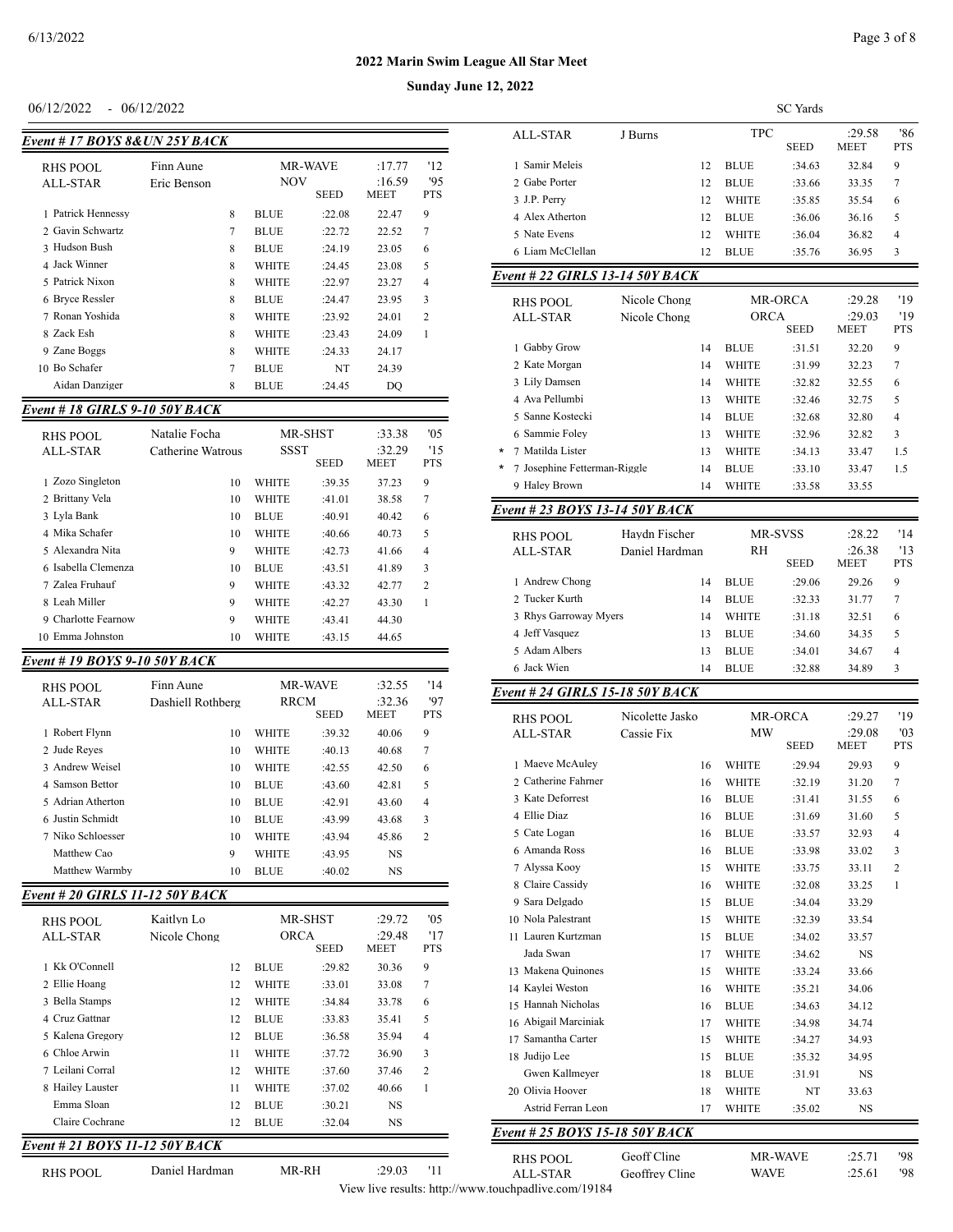# 2022 Marin Swim League All Star Meet

**Sunday June 12, 2022**

06/12/2022 - 06/12/2022 SC Yards

### Event # 17 BOYS 8&UN 25Y BACK

| | | | | | | |
|---|---|---|---|---|---|---|
| RHS POOL | Finn Aune | | MR-WAVE | :17.77 | '12 | |
| ALL-STAR | Eric Benson | | NOV | :16.59 | '95 | |
| | | | | SEED | MEET | PTS |
| 1 Patrick Hennessy | 8 | BLUE | :22.08 | 22.47 | 9 | |
| 2 Gavin Schwartz | 7 | BLUE | :22.72 | 22.52 | 7 | |
| 3 Hudson Bush | 8 | BLUE | :24.19 | 23.05 | 6 | |
| 4 Jack Winner | 8 | WHITE | :24.45 | 23.08 | 5 | |
| 5 Patrick Nixon | 8 | WHITE | :22.97 | 23.27 | 4 | |
| 6 Bryce Ressler | 8 | BLUE | :24.47 | 23.95 | 3 | |
| 7 Ronan Yoshida | 8 | WHITE | :23.92 | 24.01 | 2 | |
| 8 Zack Esh | 8 | WHITE | :23.43 | 24.09 | 1 | |
| 9 Zane Boggs | 8 | WHITE | :24.33 | 24.17 | | |
| 10 Bo Schafer | 7 | BLUE | NT | 24.39 | | |
| Aidan Danziger | 8 | BLUE | :24.45 | DQ | | |

### Event # 18 GIRLS 9-10 50Y BACK

| | | | | | | |
|---|---|---|---|---|---|---|
| RHS POOL | Natalie Focha | | MR-SHST | :33.38 | '05 | |
| ALL-STAR | Catherine Watrous | | SSST | :32.29 | '15 | |
| | | | | SEED | MEET | PTS |
| 1 Zozo Singleton | 10 | WHITE | :39.35 | 37.23 | 9 | |
| 2 Brittany Vela | 10 | WHITE | :41.01 | 38.58 | 7 | |
| 3 Lyla Bank | 10 | BLUE | :40.91 | 40.42 | 6 | |
| 4 Mika Schafer | 10 | WHITE | :40.66 | 40.73 | 5 | |
| 5 Alexandra Nita | 9 | WHITE | :42.73 | 41.66 | 4 | |
| 6 Isabella Clemenza | 10 | BLUE | :43.51 | 41.89 | 3 | |
| 7 Zalea Fruhauf | 9 | WHITE | :43.32 | 42.77 | 2 | |
| 8 Leah Miller | 9 | WHITE | :42.27 | 43.30 | 1 | |
| 9 Charlotte Fearnow | 9 | WHITE | :43.41 | 44.30 | | |
| 10 Emma Johnston | 10 | WHITE | :43.15 | 44.65 | | |

### Event # 19 BOYS 9-10 50Y BACK

| | | | | | | |
|---|---|---|---|---|---|---|
| RHS POOL | Finn Aune | | MR-WAVE | :32.55 | '14 | |
| ALL-STAR | Dashiell Rothberg | | RRCM | :32.36 | '97 | |
| | | | | SEED | MEET | PTS |
| 1 Robert Flynn | 10 | WHITE | :39.32 | 40.06 | 9 | |
| 2 Jude Reyes | 10 | WHITE | :40.13 | 40.68 | 7 | |
| 3 Andrew Weisel | 10 | WHITE | :42.55 | 42.50 | 6 | |
| 4 Samson Bettor | 10 | BLUE | :43.60 | 42.81 | 5 | |
| 5 Adrian Atherton | 10 | BLUE | :42.91 | 43.60 | 4 | |
| 6 Justin Schmidt | 10 | BLUE | :43.99 | 43.68 | 3 | |
| 7 Niko Schloesser | 10 | WHITE | :43.94 | 45.86 | 2 | |
| Matthew Cao | 9 | WHITE | :43.95 | NS | | |
| Matthew Warmby | 10 | BLUE | :40.02 | NS | | |

### Event # 20 GIRLS 11-12 50Y BACK

| | | | | | | |
|---|---|---|---|---|---|---|
| RHS POOL | Kaitlyn Lo | | MR-SHST | :29.72 | '05 | |
| ALL-STAR | Nicole Chong | | ORCA | :29.48 | '17 | |
| | | | | SEED | MEET | PTS |
| 1 Kk O'Connell | 12 | BLUE | :29.82 | 30.36 | 9 | |
| 2 Ellie Hoang | 12 | WHITE | :33.01 | 33.08 | 7 | |
| 3 Bella Stamps | 12 | WHITE | :34.84 | 33.78 | 6 | |
| 4 Cruz Gattnar | 12 | BLUE | :33.83 | 35.41 | 5 | |
| 5 Kalena Gregory | 12 | BLUE | :36.58 | 35.94 | 4 | |
| 6 Chloe Arwin | 11 | WHITE | :37.72 | 36.90 | 3 | |
| 7 Leilani Corral | 12 | WHITE | :37.60 | 37.46 | 2 | |
| 8 Hailey Lauster | 11 | WHITE | :37.02 | 40.66 | 1 | |
| Emma Sloan | 12 | BLUE | :30.21 | NS | | |
| Claire Cochrane | 12 | BLUE | :32.04 | NS | | |

### Event # 21 BOYS 11-12 50Y BACK

| | | | | | | |
|---|---|---|---|---|---|---|
| RHS POOL | Daniel Hardman | | MR-RH | :29.03 | '11 | |
| ALL-STAR | J Burns | | TPC | :29.58 | '86 | |
| | | | | SEED | MEET | PTS |
| 1 Samir Meleis | 12 | BLUE | :34.63 | 32.84 | 9 | |
| 2 Gabe Porter | 12 | BLUE | :33.66 | 33.35 | 7 | |
| 3 J.P. Perry | 12 | WHITE | :35.85 | 35.54 | 6 | |
| 4 Alex Atherton | 12 | BLUE | :36.06 | 36.16 | 5 | |
| 5 Nate Evens | 12 | WHITE | :36.04 | 36.82 | 4 | |
| 6 Liam McClellan | 12 | BLUE | :35.76 | 36.95 | 3 | |

### Event # 22 GIRLS 13-14 50Y BACK

| | | | | | | |
|---|---|---|---|---|---|---|
| RHS POOL | Nicole Chong | | MR-ORCA | :29.28 | '19 | |
| ALL-STAR | Nicole Chong | | ORCA | :29.03 | '19 | |
| | | | | SEED | MEET | PTS |
| 1 Gabby Grow | 14 | BLUE | :31.51 | 32.20 | 9 | |
| 2 Kate Morgan | 14 | WHITE | :31.99 | 32.23 | 7 | |
| 3 Lily Damsen | 14 | WHITE | :32.82 | 32.55 | 6 | |
| 4 Ava Pellumbi | 13 | WHITE | :32.46 | 32.75 | 5 | |
| 5 Sanne Kostecki | 14 | BLUE | :32.68 | 32.80 | 4 | |
| 6 Sammie Foley | 13 | WHITE | :32.96 | 32.82 | 3 | |
| * 7 Matilda Lister | 13 | WHITE | :34.13 | 33.47 | 1.5 | |
| * 7 Josephine Fetterman-Riggle | 14 | BLUE | :33.10 | 33.47 | 1.5 | |
| 9 Haley Brown | 14 | WHITE | :33.58 | 33.55 | | |

### Event # 23 BOYS 13-14 50Y BACK

| | | | | | | |
|---|---|---|---|---|---|---|
| RHS POOL | Haydn Fischer | | MR-SVSS | :28.22 | '14 | |
| ALL-STAR | Daniel Hardman | | RH | :26.38 | '13 | |
| | | | | SEED | MEET | PTS |
| 1 Andrew Chong | 14 | BLUE | :29.06 | 29.26 | 9 | |
| 2 Tucker Kurth | 14 | BLUE | :32.33 | 31.77 | 7 | |
| 3 Rhys Garroway Myers | 14 | WHITE | :31.18 | 32.51 | 6 | |
| 4 Jeff Vasquez | 13 | BLUE | :34.60 | 34.35 | 5 | |
| 5 Adam Albers | 13 | BLUE | :34.01 | 34.67 | 4 | |
| 6 Jack Wien | 14 | BLUE | :32.88 | 34.89 | 3 | |

### Event # 24 GIRLS 15-18 50Y BACK

| | | | | | | |
|---|---|---|---|---|---|---|
| RHS POOL | Nicolette Jasko | | MR-ORCA | :29.27 | '19 | |
| ALL-STAR | Cassie Fix | | MW | :29.08 | '03 | |
| | | | | SEED | MEET | PTS |
| 1 Maeve McAuley | 16 | WHITE | :29.94 | 29.93 | 9 | |
| 2 Catherine Fahrner | 16 | WHITE | :32.19 | 31.20 | 7 | |
| 3 Kate Deforrest | 16 | BLUE | :31.41 | 31.55 | 6 | |
| 4 Ellie Diaz | 16 | BLUE | :31.69 | 31.60 | 5 | |
| 5 Cate Logan | 16 | BLUE | :33.57 | 32.93 | 4 | |
| 6 Amanda Ross | 16 | BLUE | :33.98 | 33.02 | 3 | |
| 7 Alyssa Kooy | 15 | WHITE | :33.75 | 33.11 | 2 | |
| 8 Claire Cassidy | 16 | WHITE | :32.08 | 33.25 | 1 | |
| 9 Sara Delgado | 15 | BLUE | :34.04 | 33.29 | | |
| 10 Nola Palestrant | 15 | WHITE | :32.39 | 33.54 | | |
| 11 Lauren Kurtzman | 15 | BLUE | :34.02 | 33.57 | | |
| Jada Swan | 17 | WHITE | :34.62 | NS | | |
| 13 Makena Quinones | 15 | WHITE | :33.24 | 33.66 | | |
| 14 Kaylei Weston | 16 | WHITE | :35.21 | 34.06 | | |
| 15 Hannah Nicholas | 16 | BLUE | :34.63 | 34.12 | | |
| 16 Abigail Marciniak | 17 | WHITE | :34.98 | 34.74 | | |
| 17 Samantha Carter | 15 | WHITE | :34.27 | 34.93 | | |
| 18 Judijo Lee | 15 | BLUE | :35.32 | 34.95 | | |
| Gwen Kallmeyer | 18 | BLUE | :31.91 | NS | | |
| 20 Olivia Hoover | 18 | WHITE | NT | 33.63 | | |
| Astrid Ferran Leon | 17 | WHITE | :35.02 | NS | | |

### Event # 25 BOYS 15-18 50Y BACK

| | | | | | |
|---|---|---|---|---|---|
| RHS POOL | Geoff Cline | | MR-WAVE | :25.71 | '98 |
| ALL-STAR | Geoffrey Cline | | WAVE | :25.61 | '98 |

View live results: http://www.touchpadlive.com/19184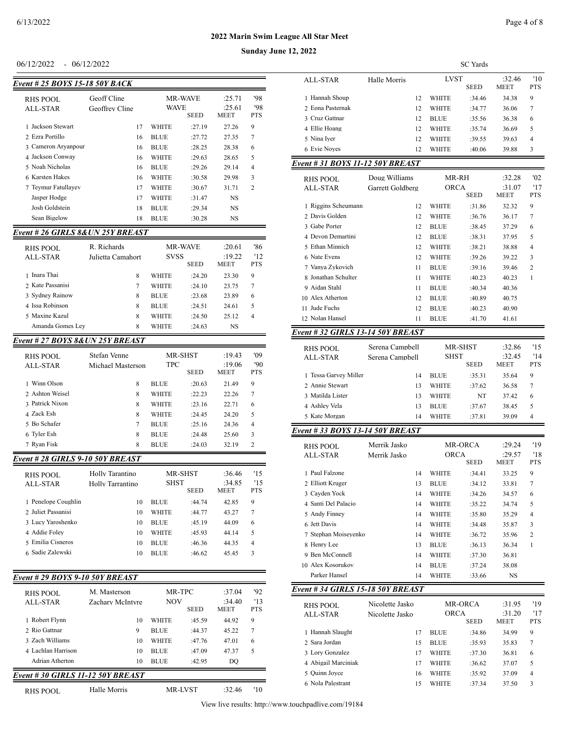## 2022 Marin Swim League All Star Meet

**Sunday June 12, 2022**

06/12/2022 - 06/12/2022 SC Yards

### Event # 25 BOYS 15-18 50Y BACK

| | | | | | |
|---|---|---|---|---|---|
| RHS POOL | Geoff Cline | MR-WAVE | | :25.71 | '98 |
| ALL-STAR | Geoffrey Cline | WAVE | SEED | :25.61 MEET | '98 PTS |
| 1 Jackson Stewart | 17 | WHITE | :27.19 | 27.26 | 9 |
| 2 Ezra Portillo | 16 | BLUE | :27.72 | 27.35 | 7 |
| 3 Cameron Aryanpour | 16 | BLUE | :28.25 | 28.38 | 6 |
| 4 Jackson Conway | 16 | WHITE | :29.63 | 28.65 | 5 |
| 5 Noah Nicholas | 16 | BLUE | :29.26 | 29.14 | 4 |
| 6 Karsten Hakes | 16 | WHITE | :30.58 | 29.98 | 3 |
| 7 Teymur Fatullayev | 17 | WHITE | :30.67 | 31.71 | 2 |
| Jasper Hodge | 17 | WHITE | :31.47 | NS | |
| Josh Goldstein | 18 | BLUE | :29.34 | NS | |
| Sean Bigelow | 18 | BLUE | :30.28 | NS | |

### Event # 26 GIRLS 8&UN 25Y BREAST

| | | | | | |
|---|---|---|---|---|---|
| RHS POOL | R. Richards | MR-WAVE | | :20.61 | '86 |
| ALL-STAR | Julietta Camahort | SVSS | SEED | :19.22 MEET | '12 PTS |
| 1 Inara Thai | 8 | WHITE | :24.20 | 23.30 | 9 |
| 2 Kate Passanisi | 7 | WHITE | :24.10 | 23.75 | 7 |
| 3 Sydney Rainow | 8 | BLUE | :23.68 | 23.89 | 6 |
| 4 Issa Robinson | 8 | BLUE | :24.51 | 24.61 | 5 |
| 5 Maxine Kazul | 8 | WHITE | :24.50 | 25.12 | 4 |
| Amanda Gomes Ley | 8 | WHITE | :24.63 | NS | |

### Event # 27 BOYS 8&UN 25Y BREAST

| | | | | | |
|---|---|---|---|---|---|
| RHS POOL | Stefan Venne | MR-SHST | | :19.43 | '09 |
| ALL-STAR | Michael Masterson | TPC | SEED | :19.06 MEET | '90 PTS |
| 1 Winn Olson | 8 | BLUE | :20.63 | 21.49 | 9 |
| 2 Ashton Weisel | 8 | WHITE | :22.23 | 22.26 | 7 |
| 3 Patrick Nixon | 8 | WHITE | :23.16 | 22.71 | 6 |
| 4 Zack Esh | 8 | WHITE | :24.45 | 24.20 | 5 |
| 5 Bo Schafer | 7 | BLUE | :25.16 | 24.36 | 4 |
| 6 Tyler Esh | 8 | BLUE | :24.48 | 25.60 | 3 |
| 7 Ryan Fisk | 8 | BLUE | :24.03 | 32.19 | 2 |

### Event # 28 GIRLS 9-10 50Y BREAST

| | | | | | |
|---|---|---|---|---|---|
| RHS POOL | Holly Tarantino | MR-SHST | | :36.46 | '15 |
| ALL-STAR | Holly Tarrantino | SHST | SEED | :34.85 MEET | '15 PTS |
| 1 Penelope Coughlin | 10 | BLUE | :44.74 | 42.85 | 9 |
| 2 Juliet Passanisi | 10 | WHITE | :44.77 | 43.27 | 7 |
| 3 Lucy Yaroshenko | 10 | BLUE | :45.19 | 44.09 | 6 |
| 4 Addie Foley | 10 | WHITE | :45.93 | 44.14 | 5 |
| 5 Emilia Cisneros | 10 | BLUE | :46.36 | 44.35 | 4 |
| 6 Sadie Zalewski | 10 | BLUE | :46.62 | 45.45 | 3 |

### Event # 29 BOYS 9-10 50Y BREAST

| | | | | | |
|---|---|---|---|---|---|
| RHS POOL | M. Masterson | MR-TPC | | :37.04 | '92 |
| ALL-STAR | Zachary McIntyre | NOV | SEED | :34.40 MEET | '13 PTS |
| 1 Robert Flynn | 10 | WHITE | :45.59 | 44.92 | 9 |
| 2 Rio Gattnar | 9 | BLUE | :44.37 | 45.22 | 7 |
| 3 Zach Williams | 10 | WHITE | :47.76 | 47.01 | 6 |
| 4 Lachlan Harrison | 10 | BLUE | :47.09 | 47.37 | 5 |
| Adrian Atherton | 10 | BLUE | :42.95 | DQ | |

### Event # 30 GIRLS 11-12 50Y BREAST

| | | | | | |
|---|---|---|---|---|---|
| RHS POOL | Halle Morris | MR-LVST | | :32.46 | '10 |
| ALL-STAR | Halle Morris | LVST | SEED | :32.46 MEET | '10 PTS |
| 1 Hannah Shoup | 12 | WHITE | :34.46 | 34.38 | 9 |
| 2 Eona Pasternak | 12 | WHITE | :34.77 | 36.06 | 7 |
| 3 Cruz Gattnar | 12 | BLUE | :35.56 | 36.38 | 6 |
| 4 Ellie Hoang | 12 | WHITE | :35.74 | 36.69 | 5 |
| 5 Nina Iyer | 12 | WHITE | :39.55 | 39.63 | 4 |
| 6 Evie Noyes | 12 | WHITE | :40.06 | 39.88 | 3 |

### Event # 31 BOYS 11-12 50Y BREAST

| | | | | | |
|---|---|---|---|---|---|
| RHS POOL | Doug Williams | MR-RH | | :32.28 | '02 |
| ALL-STAR | Garrett Goldberg | ORCA | SEED | :31.07 MEET | '17 PTS |
| 1 Riggins Scheumann | 12 | WHITE | :31.86 | 32.32 | 9 |
| 2 Davis Golden | 12 | WHITE | :36.76 | 36.17 | 7 |
| 3 Gabe Porter | 12 | BLUE | :38.45 | 37.29 | 6 |
| 4 Devon Demartini | 12 | BLUE | :38.31 | 37.95 | 5 |
| 5 Ethan Minnich | 12 | WHITE | :38.21 | 38.88 | 4 |
| 6 Nate Evens | 12 | WHITE | :39.26 | 39.22 | 3 |
| 7 Vanya Zykovich | 11 | BLUE | :39.16 | 39.46 | 2 |
| 8 Jonathan Schulter | 11 | WHITE | :40.23 | 40.23 | 1 |
| 9 Aidan Stahl | 11 | BLUE | :40.34 | 40.36 | |
| 10 Alex Atherton | 12 | BLUE | :40.89 | 40.75 | |
| 11 Jude Fuchs | 12 | BLUE | :40.23 | 40.90 | |
| 12 Nolan Hansel | 11 | BLUE | :41.70 | 41.61 | |

### Event # 32 GIRLS 13-14 50Y BREAST

| | | | | | |
|---|---|---|---|---|---|
| RHS POOL | Serena Campbell | MR-SHST | | :32.86 | '15 |
| ALL-STAR | Serena Campbell | SHST | SEED | :32.45 MEET | '14 PTS |
| 1 Tessa Garvey Miller | 14 | BLUE | :35.31 | 35.64 | 9 |
| 2 Annie Stewart | 13 | WHITE | :37.62 | 36.58 | 7 |
| 3 Matilda Lister | 13 | WHITE | NT | 37.42 | 6 |
| 4 Ashley Vela | 13 | BLUE | :37.67 | 38.45 | 5 |
| 5 Kate Morgan | 14 | WHITE | :37.81 | 39.09 | 4 |

### Event # 33 BOYS 13-14 50Y BREAST

| | | | | | |
|---|---|---|---|---|---|
| RHS POOL | Merrik Jasko | MR-ORCA | | :29.24 | '19 |
| ALL-STAR | Merrik Jasko | ORCA | SEED | :29.57 MEET | '18 PTS |
| 1 Paul Falzone | 14 | WHITE | :34.41 | 33.25 | 9 |
| 2 Elliott Kruger | 13 | BLUE | :34.12 | 33.81 | 7 |
| 3 Cayden Yock | 14 | WHITE | :34.26 | 34.57 | 6 |
| 4 Santi Del Palacio | 14 | WHITE | :35.22 | 34.74 | 5 |
| 5 Andy Finney | 14 | WHITE | :35.80 | 35.29 | 4 |
| 6 Jett Davis | 14 | WHITE | :34.48 | 35.87 | 3 |
| 7 Stephan Moiseyenko | 14 | WHITE | :36.72 | 35.96 | 2 |
| 8 Henry Lee | 13 | BLUE | :36.13 | 36.34 | 1 |
| 9 Ben McConnell | 14 | WHITE | :37.30 | 36.81 | |
| 10 Alex Kosorukov | 14 | BLUE | :37.24 | 38.08 | |
| Parker Hansel | 14 | WHITE | :33.66 | NS | |

### Event # 34 GIRLS 15-18 50Y BREAST

| | | | | | |
|---|---|---|---|---|---|
| RHS POOL | Nicolette Jasko | MR-ORCA | | :31.95 | '19 |
| ALL-STAR | Nicolette Jasko | ORCA | SEED | :31.20 MEET | '17 PTS |
| 1 Hannah Slaught | 17 | BLUE | :34.86 | 34.99 | 9 |
| 2 Sara Jordan | 15 | BLUE | :35.93 | 35.83 | 7 |
| 3 Lory Gonzalez | 17 | WHITE | :37.30 | 36.81 | 6 |
| 4 Abigail Marciniak | 17 | WHITE | :36.62 | 37.07 | 5 |
| 5 Quinn Joyce | 16 | WHITE | :35.92 | 37.09 | 4 |
| 6 Nola Palestrant | 15 | WHITE | :37.34 | 37.50 | 3 |

View live results: http://www.touchpadlive.com/19184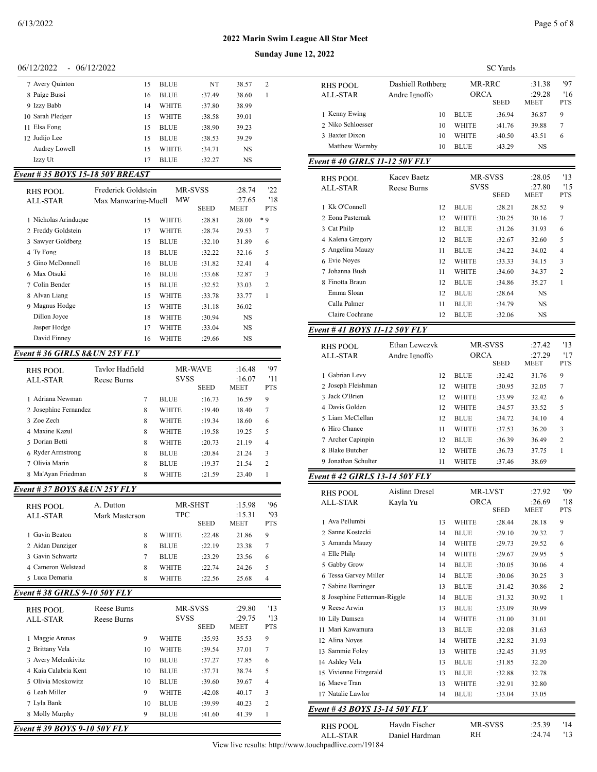# 2022 Marin Swim League All Star Meet

## Sunday June 12, 2022

06/12/2022 - 06/12/2022 SC Yards

| | Name | Age | Team | Seed | Meet | Pts |
|---|---|---|---|---|---|---|
| 7 | Avery Quinton | 15 | BLUE | NT | 38.57 | 2 |
| 8 | Paige Bussi | 16 | BLUE | :37.49 | 38.60 | 1 |
| 9 | Izzy Babb | 14 | WHITE | :37.80 | 38.99 | |
| 10 | Sarah Pledger | 15 | WHITE | :38.58 | 39.01 | |
| 11 | Elsa Fong | 15 | BLUE | :38.90 | 39.23 | |
| 12 | Judijo Lee | 15 | BLUE | :38.53 | 39.29 | |
| | Audrey Lowell | 15 | WHITE | :34.71 | NS | |
| | Izzy Ut | 17 | BLUE | :32.27 | NS | |

### Event # 35 BOYS 15-18 50Y BREAST

| | | | | | |
|---|---|---|---|---|---|
| RHS POOL | Frederick Goldstein | MR-SVSS | :28.74 | '22 |
| ALL-STAR | Max Manwaring-Muell | MW | :27.65 | '18 |

| | Name | Age | Team | Seed | Meet | Pts |
|---|---|---|---|---|---|---|
| 1 | Nicholas Arinduque | 15 | WHITE | :28.81 | 28.00 | * 9 |
| 2 | Freddy Goldstein | 17 | WHITE | :28.74 | 29.53 | 7 |
| 3 | Sawyer Goldberg | 15 | BLUE | :32.10 | 31.89 | 6 |
| 4 | Ty Fong | 18 | BLUE | :32.22 | 32.16 | 5 |
| 5 | Gino McDonnell | 16 | BLUE | :31.82 | 32.41 | 4 |
| 6 | Max Otsuki | 16 | BLUE | :33.68 | 32.87 | 3 |
| 7 | Colin Bender | 15 | BLUE | :32.52 | 33.03 | 2 |
| 8 | Alvan Liang | 15 | WHITE | :33.78 | 33.77 | 1 |
| 9 | Magnus Hodge | 15 | WHITE | :31.18 | 36.02 | |
| | Dillon Joyce | 18 | WHITE | :30.94 | NS | |
| | Jasper Hodge | 17 | WHITE | :33.04 | NS | |
| | David Finney | 16 | WHITE | :29.66 | NS | |

### Event # 36 GIRLS 8&UN 25Y FLY

| | | | | |
|---|---|---|---|---|
| RHS POOL | Taylor Hadfield | MR-WAVE | :16.48 | '97 |
| ALL-STAR | Reese Burns | SVSS | :16.07 | '11 |

| | Name | Age | Team | Seed | Meet | Pts |
|---|---|---|---|---|---|---|
| 1 | Adriana Newman | 7 | BLUE | :16.73 | 16.59 | 9 |
| 2 | Josephine Fernandez | 8 | WHITE | :19.40 | 18.40 | 7 |
| 3 | Zoe Zech | 8 | WHITE | :19.34 | 18.60 | 6 |
| 4 | Maxine Kazul | 8 | WHITE | :19.58 | 19.25 | 5 |
| 5 | Dorian Betti | 8 | WHITE | :20.73 | 21.19 | 4 |
| 6 | Ryder Armstrong | 8 | BLUE | :20.84 | 21.24 | 3 |
| 7 | Olivia Marin | 8 | BLUE | :19.37 | 21.54 | 2 |
| 8 | Ma'Ayan Friedman | 8 | WHITE | :21.59 | 23.40 | 1 |

### Event # 37 BOYS 8&UN 25Y FLY

| | | | | |
|---|---|---|---|---|
| RHS POOL | A. Dutton | MR-SHST | :15.98 | '96 |
| ALL-STAR | Mark Masterson | TPC | :15.31 | '93 |

| | Name | Age | Team | Seed | Meet | Pts |
|---|---|---|---|---|---|---|
| 1 | Gavin Beaton | 8 | WHITE | :22.48 | 21.86 | 9 |
| 2 | Aidan Danziger | 8 | BLUE | :22.19 | 23.38 | 7 |
| 3 | Gavin Schwartz | 7 | BLUE | :23.29 | 23.56 | 6 |
| 4 | Cameron Welstead | 8 | WHITE | :22.74 | 24.26 | 5 |
| 5 | Luca Demaria | 8 | WHITE | :22.56 | 25.68 | 4 |

### Event # 38 GIRLS 9-10 50Y FLY

| | | | | |
|---|---|---|---|---|
| RHS POOL | Reese Burns | MR-SVSS | :29.80 | '13 |
| ALL-STAR | Reese Burns | SVSS | :29.75 | '13 |

| | Name | Age | Team | Seed | Meet | Pts |
|---|---|---|---|---|---|---|
| 1 | Maggie Arenas | 9 | WHITE | :35.93 | 35.53 | 9 |
| 2 | Brittany Vela | 10 | WHITE | :39.54 | 37.01 | 7 |
| 3 | Avery Melenkivitz | 10 | BLUE | :37.27 | 37.85 | 6 |
| 4 | Kaia Calabria Kent | 10 | BLUE | :37.71 | 38.74 | 5 |
| 5 | Olivia Moskowitz | 10 | BLUE | :39.60 | 39.67 | 4 |
| 6 | Leah Miller | 9 | WHITE | :42.08 | 40.17 | 3 |
| 7 | Lyla Bank | 10 | BLUE | :39.99 | 40.23 | 2 |
| 8 | Molly Murphy | 9 | BLUE | :41.60 | 41.39 | 1 |

### Event # 39 BOYS 9-10 50Y FLY

| | | | | |
|---|---|---|---|---|
| RHS POOL | Dashiell Rothberg | MR-RRC | :31.38 | '97 |
| ALL-STAR | Andre Ignoffo | ORCA | :29.28 | '16 |

| | Name | Age | Team | Seed | Meet | Pts |
|---|---|---|---|---|---|---|
| 1 | Kenny Ewing | 10 | BLUE | :36.94 | 36.87 | 9 |
| 2 | Niko Schloesser | 10 | WHITE | :41.76 | 39.88 | 7 |
| 3 | Baxter Dixon | 10 | WHITE | :40.50 | 43.51 | 6 |
| | Matthew Warmby | 10 | BLUE | :43.29 | NS | |

### Event # 40 GIRLS 11-12 50Y FLY

| | | | | |
|---|---|---|---|---|
| RHS POOL | Kacey Baetz | MR-SVSS | :28.05 | '13 |
| ALL-STAR | Reese Burns | SVSS | :27.80 | '15 |

| | Name | Age | Team | Seed | Meet | Pts |
|---|---|---|---|---|---|---|
| 1 | Kk O'Connell | 12 | BLUE | :28.21 | 28.52 | 9 |
| 2 | Eona Pasternak | 12 | WHITE | :30.25 | 30.16 | 7 |
| 3 | Cat Philp | 12 | BLUE | :31.26 | 31.93 | 6 |
| 4 | Kalena Gregory | 12 | BLUE | :32.67 | 32.60 | 5 |
| 5 | Angelina Mauzy | 11 | BLUE | :34.22 | 34.02 | 4 |
| 6 | Evie Noyes | 12 | WHITE | :33.33 | 34.15 | 3 |
| 7 | Johanna Bush | 11 | WHITE | :34.60 | 34.37 | 2 |
| 8 | Finotta Braun | 12 | BLUE | :34.86 | 35.27 | 1 |
| | Emma Sloan | 12 | BLUE | :28.64 | NS | |
| | Calla Palmer | 11 | BLUE | :34.79 | NS | |
| | Claire Cochrane | 12 | BLUE | :32.06 | NS | |

### Event # 41 BOYS 11-12 50Y FLY

| | | | | |
|---|---|---|---|---|
| RHS POOL | Ethan Lewczyk | MR-SVSS | :27.42 | '13 |
| ALL-STAR | Andre Ignoffo | ORCA | :27.29 | '17 |

| | Name | Age | Team | Seed | Meet | Pts |
|---|---|---|---|---|---|---|
| 1 | Gabrian Levy | 12 | BLUE | :32.42 | 31.76 | 9 |
| 2 | Joseph Fleishman | 12 | WHITE | :30.95 | 32.05 | 7 |
| 3 | Jack O'Brien | 12 | WHITE | :33.99 | 32.42 | 6 |
| 4 | Davis Golden | 12 | WHITE | :34.57 | 33.52 | 5 |
| 5 | Liam McClellan | 12 | BLUE | :34.72 | 34.10 | 4 |
| 6 | Hiro Chance | 11 | WHITE | :37.53 | 36.20 | 3 |
| 7 | Archer Capinpin | 12 | BLUE | :36.39 | 36.49 | 2 |
| 8 | Blake Butcher | 12 | WHITE | :36.73 | 37.75 | 1 |
| 9 | Jonathan Schulter | 11 | WHITE | :37.46 | 38.69 | |

### Event # 42 GIRLS 13-14 50Y FLY

| | | | | |
|---|---|---|---|---|
| RHS POOL | Aislinn Dresel | MR-LVST | :27.92 | '09 |
| ALL-STAR | Kayla Yu | ORCA | :26.69 | '18 |

| | Name | Age | Team | Seed | Meet | Pts |
|---|---|---|---|---|---|---|
| 1 | Ava Pellumbi | 13 | WHITE | :28.44 | 28.18 | 9 |
| 2 | Sanne Kostecki | 14 | BLUE | :29.10 | 29.32 | 7 |
| 3 | Amanda Mauzy | 14 | WHITE | :29.73 | 29.52 | 6 |
| 4 | Elle Philp | 14 | WHITE | :29.67 | 29.95 | 5 |
| 5 | Gabby Grow | 14 | BLUE | :30.05 | 30.06 | 4 |
| 6 | Tessa Garvey Miller | 14 | BLUE | :30.06 | 30.25 | 3 |
| 7 | Sabine Barringer | 13 | BLUE | :31.42 | 30.86 | 2 |
| 8 | Josephine Fetterman-Riggle | 14 | BLUE | :31.32 | 30.92 | 1 |
| 9 | Reese Arwin | 13 | BLUE | :33.09 | 30.99 | |
| 10 | Lily Damsen | 14 | WHITE | :31.00 | 31.01 | |
| 11 | Mari Kawamura | 13 | BLUE | :32.08 | 31.63 | |
| 12 | Alina Noyes | 14 | WHITE | :32.82 | 31.93 | |
| 13 | Sammie Foley | 13 | WHITE | :32.45 | 31.95 | |
| 14 | Ashley Vela | 13 | BLUE | :31.85 | 32.20 | |
| 15 | Vivienne Fitzgerald | 13 | BLUE | :32.88 | 32.78 | |
| 16 | Maeve Tran | 13 | WHITE | :32.91 | 32.80 | |
| 17 | Natalie Lawlor | 14 | BLUE | :33.04 | 33.05 | |

### Event # 43 BOYS 13-14 50Y FLY

| | | | | |
|---|---|---|---|---|
| RHS POOL | Haydn Fischer | MR-SVSS | :25.39 | '14 |
| ALL-STAR | Daniel Hardman | RH | :24.74 | '13 |

View live results: http://www.touchpadlive.com/19184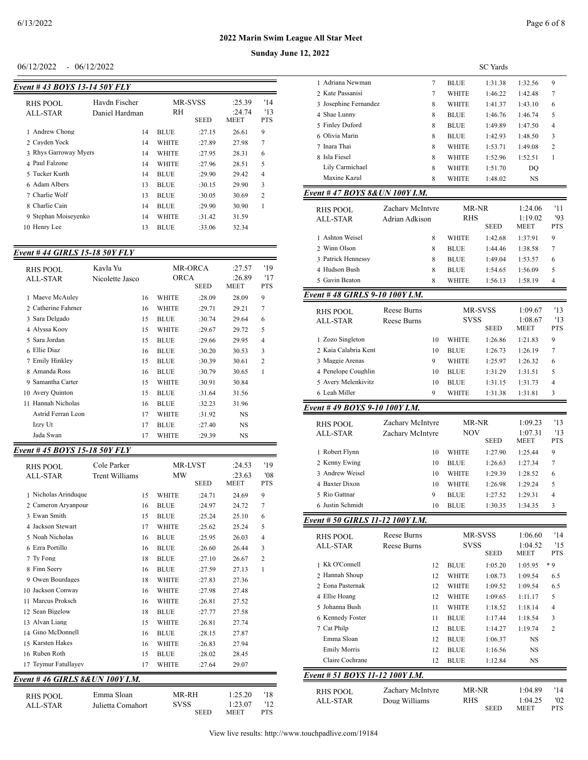## 2022 Marin Swim League All Star Meet

### Sunday June 12, 2022

06/12/2022 - 06/12/2022 SC Yards

### Event # 43 BOYS 13-14 50Y FLY

| | | | | | | |
|---|---|---|---|---|---|---|
| RHS POOL | Haydn Fischer | | MR-SVSS | | :25.39 | '14 |
| ALL-STAR | Daniel Hardman | | RH | | :24.74 | '13 |
| | | | | SEED | MEET | PTS |
| 1 Andrew Chong | | 14 | BLUE | :27.15 | 26.61 | 9 |
| 2 Cayden Yock | | 14 | WHITE | :27.89 | 27.98 | 7 |
| 3 Rhys Garroway Myers | | 14 | WHITE | :27.95 | 28.31 | 6 |
| 4 Paul Falzone | | 14 | WHITE | :27.96 | 28.51 | 5 |
| 5 Tucker Kurth | | 14 | BLUE | :29.90 | 29.42 | 4 |
| 6 Adam Albers | | 13 | BLUE | :30.15 | 29.90 | 3 |
| 7 Charlie Wolf | | 13 | BLUE | :30.05 | 30.69 | 2 |
| 8 Charlie Cain | | 14 | BLUE | :29.90 | 30.90 | 1 |
| 9 Stephan Moiseyenko | | 14 | WHITE | :31.42 | 31.59 | |
| 10 Henry Lee | | 13 | BLUE | :33.06 | 32.34 | |

### Event # 44 GIRLS 15-18 50Y FLY

| | | | | | | |
|---|---|---|---|---|---|---|
| RHS POOL | Kayla Yu | | MR-ORCA | | :27.57 | '19 |
| ALL-STAR | Nicolette Jasco | | ORCA | | :26.89 | '17 |
| | | | | SEED | MEET | PTS |
| 1 Maeve McAuley | | 16 | WHITE | :28.09 | 28.09 | 9 |
| 2 Catherine Fahrner | | 16 | WHITE | :29.71 | 29.21 | 7 |
| 3 Sara Delgado | | 15 | BLUE | :30.74 | 29.64 | 6 |
| 4 Alyssa Kooy | | 15 | WHITE | :29.67 | 29.72 | 5 |
| 5 Sara Jordan | | 15 | BLUE | :29.66 | 29.95 | 4 |
| 6 Ellie Diaz | | 16 | BLUE | :30.20 | 30.53 | 3 |
| 7 Emily Hinkley | | 15 | BLUE | :30.39 | 30.61 | 2 |
| 8 Amanda Ross | | 16 | BLUE | :30.79 | 30.65 | 1 |
| 9 Samantha Carter | | 15 | WHITE | :30.91 | 30.84 | |
| 10 Avery Quinton | | 15 | BLUE | :31.64 | 31.56 | |
| 11 Hannah Nicholas | | 16 | BLUE | :32.23 | 31.96 | |
| Astrid Ferran Leon | | 17 | WHITE | :31.92 | NS | |
| Izzy Ut | | 17 | BLUE | :27.40 | NS | |
| Jada Swan | | 17 | WHITE | :29.39 | NS | |

### Event # 45 BOYS 15-18 50Y FLY

| | | | | | | |
|---|---|---|---|---|---|---|
| RHS POOL | Cole Parker | | MR-LVST | | :24.53 | '19 |
| ALL-STAR | Trent Williams | | MW | | :23.63 | '08 |
| | | | | SEED | MEET | PTS |
| 1 Nicholas Arinduque | | 15 | WHITE | :24.71 | 24.69 | 9 |
| 2 Cameron Aryanpour | | 16 | BLUE | :24.97 | 24.72 | 7 |
| 3 Ewan Smith | | 15 | BLUE | :25.24 | 25.10 | 6 |
| 4 Jackson Stewart | | 17 | WHITE | :25.62 | 25.24 | 5 |
| 5 Noah Nicholas | | 16 | BLUE | :25.95 | 26.03 | 4 |
| 6 Ezra Portillo | | 16 | BLUE | :26.60 | 26.44 | 3 |
| 7 Ty Fong | | 18 | BLUE | :27.10 | 26.67 | 2 |
| 8 Finn Seery | | 16 | BLUE | :27.59 | 27.13 | 1 |
| 9 Owen Bourdages | | 18 | WHITE | :27.83 | 27.36 | |
| 10 Jackson Conway | | 16 | WHITE | :27.98 | 27.48 | |
| 11 Marcus Proksch | | 16 | WHITE | :26.81 | 27.52 | |
| 12 Sean Bigelow | | 18 | WHITE | :27.77 | 27.58 | |
| 13 Alvan Liang | | 15 | WHITE | :26.81 | 27.74 | |
| 14 Gino McDonnell | | 16 | BLUE | :28.15 | 27.87 | |
| 15 Karsten Hakes | | 16 | WHITE | :26.83 | 27.94 | |
| 16 Ruben Roth | | 15 | BLUE | :28.02 | 28.45 | |
| 17 Teymur Fatullayev | | 17 | WHITE | :27.64 | 29.07 | |

### Event # 46 GIRLS 8&UN 100Y I.M.

| | | | | | | |
|---|---|---|---|---|---|---|
| RHS POOL | Emma Sloan | | MR-RH | | 1:25.20 | '18 |
| ALL-STAR | Julietta Comahort | | SVSS | | 1:23.07 | '12 |
| | | | | SEED | MEET | PTS |
| 1 Adriana Newman | | 7 | BLUE | 1:31.38 | 1:32.56 | 9 |
| 2 Kate Passanisi | | 7 | WHITE | 1:46.22 | 1:42.48 | 7 |
| 3 Josephine Fernandez | | 8 | WHITE | 1:41.37 | 1:43.10 | 6 |
| 4 Shae Lunny | | 8 | BLUE | 1:46.76 | 1:46.74 | 5 |
| 5 Finley Duford | | 8 | BLUE | 1:49.89 | 1:47.50 | 4 |
| 6 Olivia Marin | | 8 | BLUE | 1:42.93 | 1:48.50 | 3 |
| 7 Inara Thai | | 8 | WHITE | 1:53.71 | 1:49.08 | 2 |
| 8 Isla Fiesel | | 8 | WHITE | 1:52.96 | 1:52.51 | 1 |
| Lily Carmichael | | 8 | WHITE | 1:51.70 | DQ | |
| Maxine Kazul | | 8 | WHITE | 1:48.02 | NS | |

### Event # 47 BOYS 8&UN 100Y I.M.

| | | | | | | |
|---|---|---|---|---|---|---|
| RHS POOL | Zachary McIntyre | | MR-NR | | 1:24.06 | '11 |
| ALL-STAR | Adrian Adkison | | RHS | | 1:19.02 | '93 |
| | | | | SEED | MEET | PTS |
| 1 Ashton Weisel | | 8 | WHITE | 1:42.68 | 1:37.91 | 9 |
| 2 Winn Olson | | 8 | BLUE | 1:44.46 | 1:38.58 | 7 |
| 3 Patrick Hennessy | | 8 | BLUE | 1:49.04 | 1:53.57 | 6 |
| 4 Hudson Bush | | 8 | BLUE | 1:54.65 | 1:56.09 | 5 |
| 5 Gavin Beaton | | 8 | WHITE | 1:56.13 | 1:58.19 | 4 |

### Event # 48 GIRLS 9-10 100Y I.M.

| | | | | | | |
|---|---|---|---|---|---|---|
| RHS POOL | Reese Burns | | MR-SVSS | | 1:09.67 | '13 |
| ALL-STAR | Reese Burns | | SVSS | | 1:08.67 | '13 |
| | | | | SEED | MEET | PTS |
| 1 Zozo Singleton | | 10 | WHITE | 1:26.86 | 1:21.83 | 9 |
| 2 Kaia Calabria Kent | | 10 | BLUE | 1:26.73 | 1:26.19 | 7 |
| 3 Maggie Arenas | | 9 | WHITE | 1:25.97 | 1:26.32 | 6 |
| 4 Penelope Coughlin | | 10 | BLUE | 1:31.29 | 1:31.51 | 5 |
| 5 Avery Melenkivitz | | 10 | BLUE | 1:31.15 | 1:31.73 | 4 |
| 6 Leah Miller | | 9 | WHITE | 1:31.38 | 1:31.81 | 3 |

### Event # 49 BOYS 9-10 100Y I.M.

| | | | | | | |
|---|---|---|---|---|---|---|
| RHS POOL | Zachary McIntyre | | MR-NR | | 1:09.23 | '13 |
| ALL-STAR | Zachary McIntyre | | NOV | | 1:07.31 | '13 |
| | | | | SEED | MEET | PTS |
| 1 Robert Flynn | | 10 | WHITE | 1:27.90 | 1:25.44 | 9 |
| 2 Kenny Ewing | | 10 | BLUE | 1:26.63 | 1:27.34 | 7 |
| 3 Andrew Weisel | | 10 | WHITE | 1:29.39 | 1:28.52 | 6 |
| 4 Baxter Dixon | | 10 | WHITE | 1:26.98 | 1:29.24 | 5 |
| 5 Rio Gattnar | | 9 | BLUE | 1:27.52 | 1:29.31 | 4 |
| 6 Justin Schmidt | | 10 | BLUE | 1:30.35 | 1:34.35 | 3 |

### Event # 50 GIRLS 11-12 100Y I.M.

| | | | | | | |
|---|---|---|---|---|---|---|
| RHS POOL | Reese Burns | | MR-SVSS | | 1:06.60 | '14 |
| ALL-STAR | Reese Burns | | SVSS | | 1:04.52 | '15 |
| | | | | SEED | MEET | PTS |
| 1 Kk O'Connell | | 12 | BLUE | 1:05.20 | 1:05.95 | * 9 |
| 2 Hannah Shoup | | 12 | WHITE | 1:08.73 | 1:09.54 | 6.5 |
| 2 Eona Pasternak | | 12 | WHITE | 1:09.52 | 1:09.54 | 6.5 |
| 4 Ellie Hoang | | 12 | WHITE | 1:09.65 | 1:11.17 | 5 |
| 5 Johanna Bush | | 11 | WHITE | 1:18.52 | 1:18.14 | 4 |
| 6 Kennedy Foster | | 11 | BLUE | 1:17.44 | 1:18.54 | 3 |
| 7 Cat Philp | | 12 | BLUE | 1:14.27 | 1:19.74 | 2 |
| Emma Sloan | | 12 | BLUE | 1:06.37 | NS | |
| Emily Morris | | 12 | BLUE | 1:16.56 | NS | |
| Claire Cochrane | | 12 | BLUE | 1:12.84 | NS | |

### Event # 51 BOYS 11-12 100Y I.M.

| | | | | | | |
|---|---|---|---|---|---|---|
| RHS POOL | Zachary McIntyre | | MR-NR | | 1:04.89 | '14 |
| ALL-STAR | Doug Williams | | RHS | | 1:04.25 | '02 |
| | | | | SEED | MEET | PTS |

View live results: http://www.touchpadlive.com/19184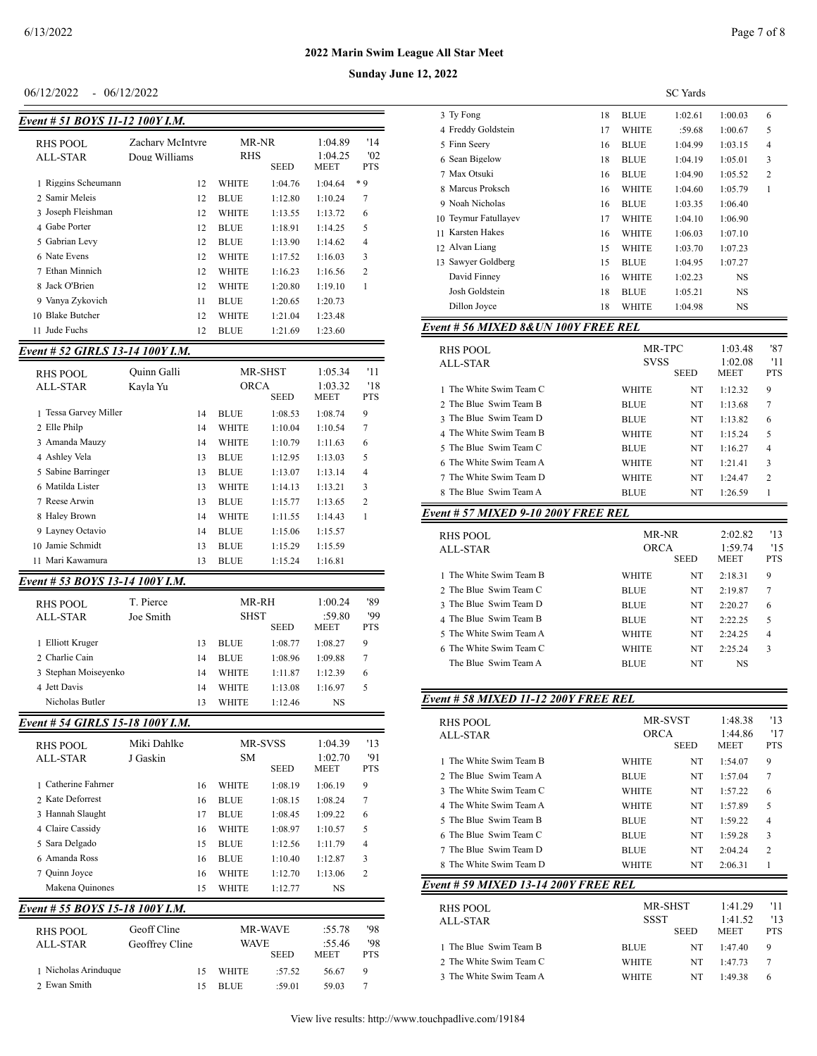# 2022 Marin Swim League All Star Meet

**Sunday June 12, 2022**

06/12/2022 - 06/12/2022 SC Yards

## Event # 51 BOYS 11-12 100Y I.M.

| | | | | | | |
|---|---|---|---|---|---|---|
| RHS POOL | Zachary McIntyre | | MR-NR | | 1:04.89 | '14 |
| ALL-STAR | Doug Williams | | RHS | | 1:04.25 | '02 |
| | | | | SEED | MEET | PTS |
| 1 Riggins Scheumann | | 12 | WHITE | 1:04.76 | 1:04.64 | * 9 |
| 2 Samir Meleis | | 12 | BLUE | 1:12.80 | 1:10.24 | 7 |
| 3 Joseph Fleishman | | 12 | WHITE | 1:13.55 | 1:13.72 | 6 |
| 4 Gabe Porter | | 12 | BLUE | 1:18.91 | 1:14.25 | 5 |
| 5 Gabrian Levy | | 12 | BLUE | 1:13.90 | 1:14.62 | 4 |
| 6 Nate Evens | | 12 | WHITE | 1:17.52 | 1:16.03 | 3 |
| 7 Ethan Minnich | | 12 | WHITE | 1:16.23 | 1:16.56 | 2 |
| 8 Jack O'Brien | | 12 | WHITE | 1:20.80 | 1:19.10 | 1 |
| 9 Vanya Zykovich | | 11 | BLUE | 1:20.65 | 1:20.73 | |
| 10 Blake Butcher | | 12 | WHITE | 1:21.04 | 1:23.48 | |
| 11 Jude Fuchs | | 12 | BLUE | 1:21.69 | 1:23.60 | |

## Event # 52 GIRLS 13-14 100Y I.M.

| | | | | | | |
|---|---|---|---|---|---|---|
| RHS POOL | Quinn Galli | | MR-SHST | | 1:05.34 | '11 |
| ALL-STAR | Kayla Yu | | ORCA | | 1:03.32 | '18 |
| | | | | SEED | MEET | PTS |
| 1 Tessa Garvey Miller | | 14 | BLUE | 1:08.53 | 1:08.74 | 9 |
| 2 Elle Philp | | 14 | WHITE | 1:10.04 | 1:10.54 | 7 |
| 3 Amanda Mauzy | | 14 | WHITE | 1:10.79 | 1:11.63 | 6 |
| 4 Ashley Vela | | 13 | BLUE | 1:12.95 | 1:13.03 | 5 |
| 5 Sabine Barringer | | 13 | BLUE | 1:13.07 | 1:13.14 | 4 |
| 6 Matilda Lister | | 13 | WHITE | 1:14.13 | 1:13.21 | 3 |
| 7 Reese Arwin | | 13 | BLUE | 1:15.77 | 1:13.65 | 2 |
| 8 Haley Brown | | 14 | WHITE | 1:11.55 | 1:14.43 | 1 |
| 9 Layney Octavio | | 14 | BLUE | 1:15.06 | 1:15.57 | |
| 10 Jamie Schmidt | | 13 | BLUE | 1:15.29 | 1:15.59 | |
| 11 Mari Kawamura | | 13 | BLUE | 1:15.24 | 1:16.81 | |

## Event # 53 BOYS 13-14 100Y I.M.

| | | | | | | |
|---|---|---|---|---|---|---|
| RHS POOL | T. Pierce | | MR-RH | | 1:00.24 | '89 |
| ALL-STAR | Joe Smith | | SHST | | :59.80 | '99 |
| | | | | SEED | MEET | PTS |
| 1 Elliott Kruger | | 13 | BLUE | 1:08.77 | 1:08.27 | 9 |
| 2 Charlie Cain | | 14 | BLUE | 1:08.96 | 1:09.88 | 7 |
| 3 Stephan Moiseyenko | | 14 | WHITE | 1:11.87 | 1:12.39 | 6 |
| 4 Jett Davis | | 14 | WHITE | 1:13.08 | 1:16.97 | 5 |
| Nicholas Butler | | 13 | WHITE | 1:12.46 | NS | |

## Event # 54 GIRLS 15-18 100Y I.M.

| | | | | | | |
|---|---|---|---|---|---|---|
| RHS POOL | Miki Dahlke | | MR-SVSS | | 1:04.39 | '13 |
| ALL-STAR | J Gaskin | | SM | | 1:02.70 | '91 |
| | | | | SEED | MEET | PTS |
| 1 Catherine Fahrner | | 16 | WHITE | 1:08.19 | 1:06.19 | 9 |
| 2 Kate Deforrest | | 16 | BLUE | 1:08.15 | 1:08.24 | 7 |
| 3 Hannah Slaught | | 17 | BLUE | 1:08.45 | 1:09.22 | 6 |
| 4 Claire Cassidy | | 16 | WHITE | 1:08.97 | 1:10.57 | 5 |
| 5 Sara Delgado | | 15 | BLUE | 1:12.56 | 1:11.79 | 4 |
| 6 Amanda Ross | | 16 | BLUE | 1:10.40 | 1:12.87 | 3 |
| 7 Quinn Joyce | | 16 | WHITE | 1:12.70 | 1:13.06 | 2 |
| Makena Quinones | | 15 | WHITE | 1:12.77 | NS | |

## Event # 55 BOYS 15-18 100Y I.M.

| | | | | | | |
|---|---|---|---|---|---|---|
| RHS POOL | Geoff Cline | | MR-WAVE | | :55.78 | '98 |
| ALL-STAR | Geoffrey Cline | | WAVE | | :55.46 | '98 |
| | | | | SEED | MEET | PTS |
| 1 Nicholas Arinduque | | 15 | WHITE | :57.52 | 56.67 | 9 |
| 2 Ewan Smith | | 15 | BLUE | :59.01 | 59.03 | 7 |
| 3 Ty Fong | | 18 | BLUE | 1:02.61 | 1:00.03 | 6 |
| 4 Freddy Goldstein | | 17 | WHITE | :59.68 | 1:00.67 | 5 |
| 5 Finn Seery | | 16 | BLUE | 1:04.99 | 1:03.15 | 4 |
| 6 Sean Bigelow | | 18 | BLUE | 1:04.19 | 1:05.01 | 3 |
| 7 Max Otsuki | | 16 | BLUE | 1:04.90 | 1:05.52 | 2 |
| 8 Marcus Proksch | | 16 | WHITE | 1:04.60 | 1:05.79 | 1 |
| 9 Noah Nicholas | | 16 | BLUE | 1:03.35 | 1:06.40 | |
| 10 Teymur Fatullayev | | 17 | WHITE | 1:04.10 | 1:06.90 | |
| 11 Karsten Hakes | | 16 | WHITE | 1:06.03 | 1:07.10 | |
| 12 Alvan Liang | | 15 | WHITE | 1:03.70 | 1:07.23 | |
| 13 Sawyer Goldberg | | 15 | BLUE | 1:04.95 | 1:07.27 | |
| David Finney | | 16 | WHITE | 1:02.23 | NS | |
| Josh Goldstein | | 18 | BLUE | 1:05.21 | NS | |
| Dillon Joyce | | 18 | WHITE | 1:04.98 | NS | |

## Event # 56 MIXED 8&UN 100Y FREE REL

| | | | | |
|---|---|---|---|---|
| RHS POOL | MR-TPC | | 1:03.48 | '87 |
| ALL-STAR | SVSS | | 1:02.08 | '11 |
| | | SEED | MEET | PTS |
| 1 The White Swim Team C | WHITE | NT | 1:12.32 | 9 |
| 2 The Blue Swim Team B | BLUE | NT | 1:13.68 | 7 |
| 3 The Blue Swim Team D | BLUE | NT | 1:13.82 | 6 |
| 4 The White Swim Team B | WHITE | NT | 1:15.24 | 5 |
| 5 The Blue Swim Team C | BLUE | NT | 1:16.27 | 4 |
| 6 The White Swim Team A | WHITE | NT | 1:21.41 | 3 |
| 7 The White Swim Team D | WHITE | NT | 1:24.47 | 2 |
| 8 The Blue Swim Team A | BLUE | NT | 1:26.59 | 1 |

## Event # 57 MIXED 9-10 200Y FREE REL

| | | | | |
|---|---|---|---|---|
| RHS POOL | MR-NR | | 2:02.82 | '13 |
| ALL-STAR | ORCA | | 1:59.74 | '15 |
| | | SEED | MEET | PTS |
| 1 The White Swim Team B | WHITE | NT | 2:18.31 | 9 |
| 2 The Blue Swim Team C | BLUE | NT | 2:19.87 | 7 |
| 3 The Blue Swim Team D | BLUE | NT | 2:20.27 | 6 |
| 4 The Blue Swim Team B | BLUE | NT | 2:22.25 | 5 |
| 5 The White Swim Team A | WHITE | NT | 2:24.25 | 4 |
| 6 The White Swim Team C | WHITE | NT | 2:25.24 | 3 |
| The Blue Swim Team A | BLUE | NT | NS | |

## Event # 58 MIXED 11-12 200Y FREE REL

| | | | | |
|---|---|---|---|---|
| RHS POOL | MR-SVST | | 1:48.38 | '13 |
| ALL-STAR | ORCA | | 1:44.86 | '17 |
| | | SEED | MEET | PTS |
| 1 The White Swim Team B | WHITE | NT | 1:54.07 | 9 |
| 2 The Blue Swim Team A | BLUE | NT | 1:57.04 | 7 |
| 3 The White Swim Team C | WHITE | NT | 1:57.22 | 6 |
| 4 The White Swim Team A | WHITE | NT | 1:57.89 | 5 |
| 5 The Blue Swim Team B | BLUE | NT | 1:59.22 | 4 |
| 6 The Blue Swim Team C | BLUE | NT | 1:59.28 | 3 |
| 7 The Blue Swim Team D | BLUE | NT | 2:04.24 | 2 |
| 8 The White Swim Team D | WHITE | NT | 2:06.31 | 1 |

## Event # 59 MIXED 13-14 200Y FREE REL

| | | | | |
|---|---|---|---|---|
| RHS POOL | MR-SHST | | 1:41.29 | '11 |
| ALL-STAR | SSST | | 1:41.52 | '13 |
| | | SEED | MEET | PTS |
| 1 The Blue Swim Team B | BLUE | NT | 1:47.40 | 9 |
| 2 The White Swim Team C | WHITE | NT | 1:47.73 | 7 |
| 3 The White Swim Team A | WHITE | NT | 1:49.38 | 6 |

View live results: http://www.touchpadlive.com/19184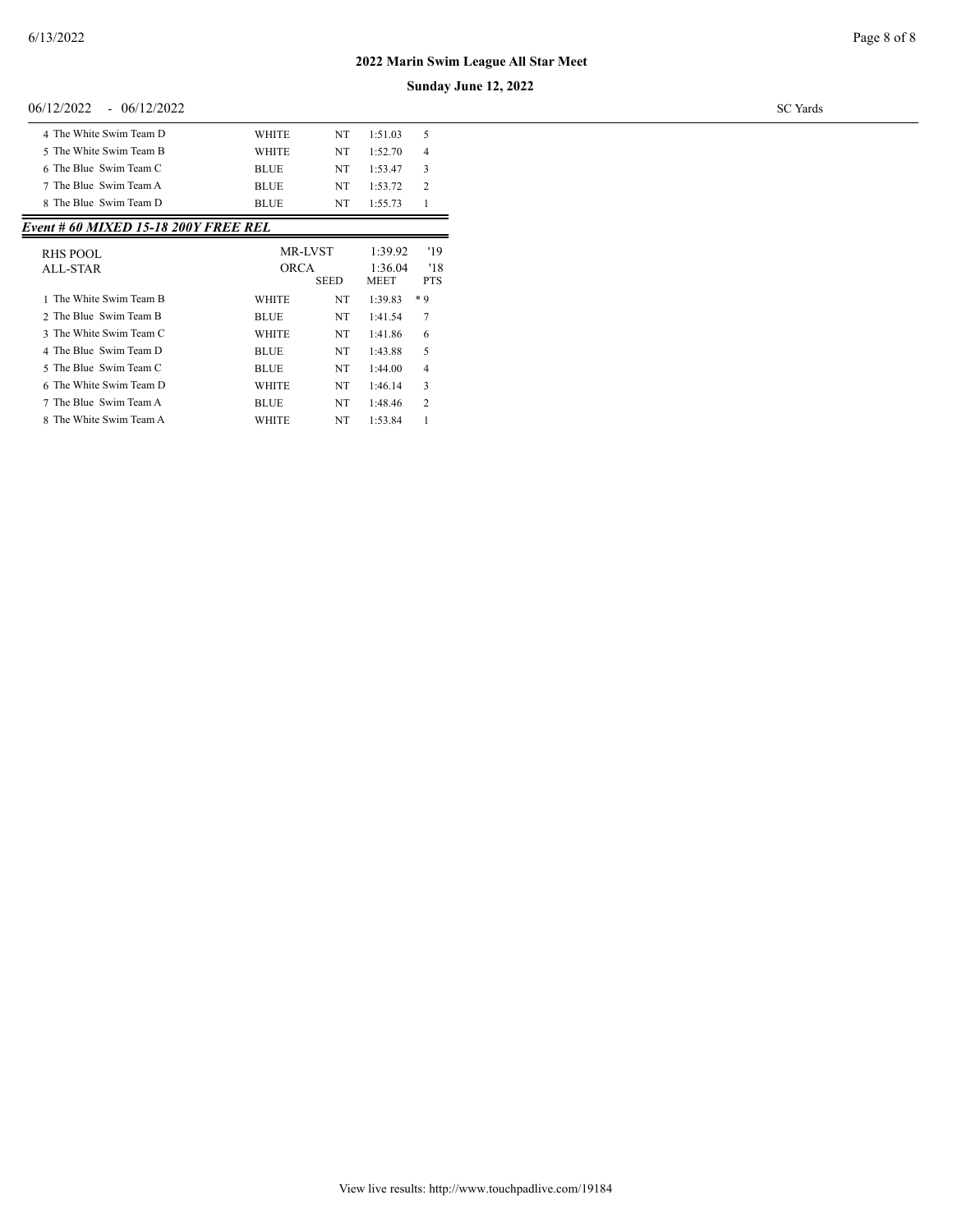| | | | | |
|---|---|---|---|---|
| 4 The White Swim Team D | WHITE | NT | 1:51.03 | 5 |
| 5 The White Swim Team B | WHITE | NT | 1:52.70 | 4 |
| 6 The Blue Swim Team C | BLUE | NT | 1:53.47 | 3 |
| 7 The Blue Swim Team A | BLUE | NT | 1:53.72 | 2 |
| 8 The Blue Swim Team D | BLUE | NT | 1:55.73 | 1 |

## *Event # 60 MIXED 15-18 200Y FREE REL*

| | | | | |
|---|---|---|---|---|
| RHS POOL | MR-LVST | | 1:39.92 | '19 |
| ALL-STAR | ORCA | | 1:36.04 | '18 |
| | | SEED | MEET | PTS |
| 1 The White Swim Team B | WHITE | NT | 1:39.83 | * 9 |
| 2 The Blue Swim Team B | BLUE | NT | 1:41.54 | 7 |
| 3 The White Swim Team C | WHITE | NT | 1:41.86 | 6 |
| 4 The Blue Swim Team D | BLUE | NT | 1:43.88 | 5 |
| 5 The Blue Swim Team C | BLUE | NT | 1:44.00 | 4 |
| 6 The White Swim Team D | WHITE | NT | 1:46.14 | 3 |
| 7 The Blue Swim Team A | BLUE | NT | 1:48.46 | 2 |
| 8 The White Swim Team A | WHITE | NT | 1:53.84 | 1 |